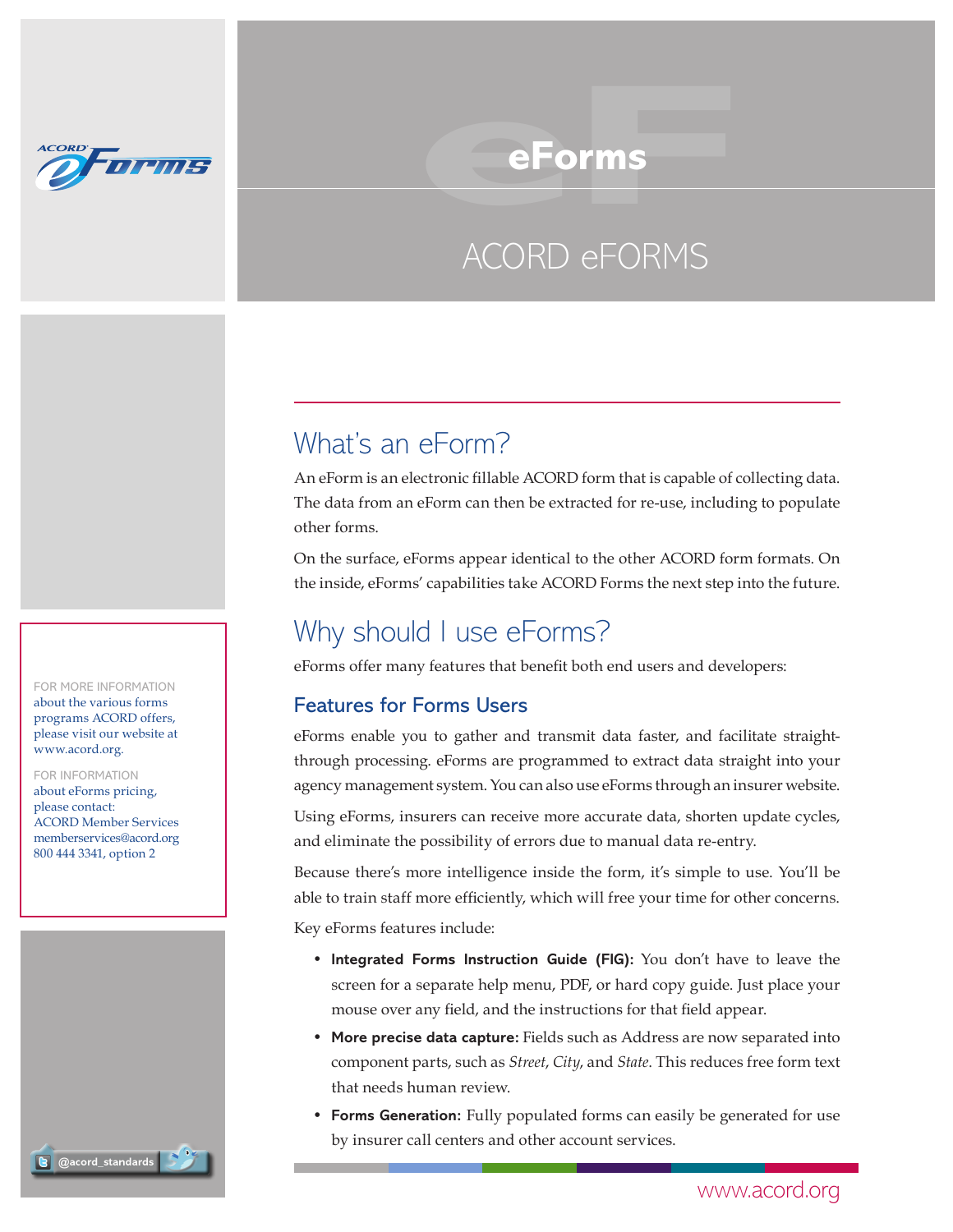# eForms

## ACORD eFORMS

## What's an eForm?

An eForm is an electronic fillable ACORD form that is capable of collecting data. The data from an eForm can then be extracted for re-use, including to populate other forms.

On the surface, eForms appear identical to the other ACORD form formats. On the inside, eForms' capabilities take ACORD Forms the next step into the future.

## Why should I use eForms?

eForms offer many features that benefit both end users and developers:

### Features for Forms Users

eForms enable you to gather and transmit data faster, and facilitate straight-through processing. eForms are programmed to extract data straight into your agency management system. You can also use eForms through an insurer website.

Using eForms, insurers can receive more accurate data, shorten update cycles, and eliminate the possibility of errors due to manual data re-entry.

Because there's more intelligence inside the form, it's simple to use. You'll be able to train staff more efficiently, which will free your time for other concerns.

Key eForms features include:

- **Integrated Forms Instruction Guide (FIG):** You don't have to leave the screen for a separate help menu, PDF, or hard copy guide. Just place your mouse over any field, and the instructions for that field appear.
- **More precise data capture:** Fields such as Address are now separated into component parts, such as *Street*, *City*, and *State*. This reduces free form text that needs human review.
- **Forms Generation:** Fully populated forms can easily be generated for use by insurer call centers and other account services.

FOR MORE INFORMATION about the various forms programs ACORD offers, please visit our website at www.acord.org.

FOR INFORMATION about eForms pricing, please contact:
ACORD Member Services
memberservices@acord.org
800 444 3341, option 2

@acord_standards

www.acord.org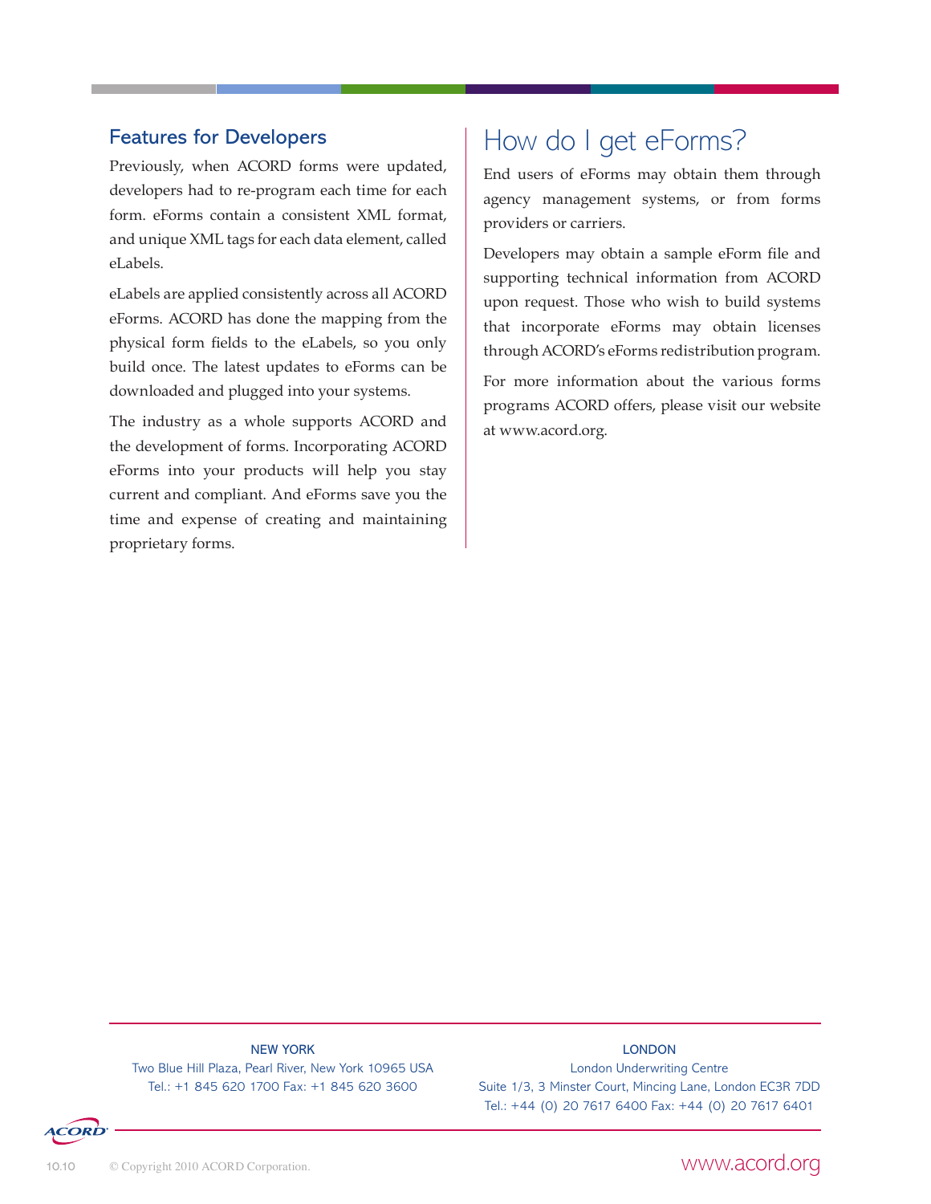### Features for Developers

Previously, when ACORD forms were updated, developers had to re-program each time for each form. eForms contain a consistent XML format, and unique XML tags for each data element, called eLabels.

eLabels are applied consistently across all ACORD eForms. ACORD has done the mapping from the physical form fields to the eLabels, so you only build once. The latest updates to eForms can be downloaded and plugged into your systems.

The industry as a whole supports ACORD and the development of forms. Incorporating ACORD eForms into your products will help you stay current and compliant. And eForms save you the time and expense of creating and maintaining proprietary forms.

## How do I get eForms?

End users of eForms may obtain them through agency management systems, or from forms providers or carriers.

Developers may obtain a sample eForm file and supporting technical information from ACORD upon request. Those who wish to build systems that incorporate eForms may obtain licenses through ACORD's eForms redistribution program.

For more information about the various forms programs ACORD offers, please visit our website at www.acord.org.

**NEW YORK**
Two Blue Hill Plaza, Pearl River, New York 10965 USA
Tel.: +1 845 620 1700 Fax: +1 845 620 3600

**LONDON**
London Underwriting Centre
Suite 1/3, 3 Minster Court, Mincing Lane, London EC3R 7DD
Tel.: +44 (0) 20 7617 6400 Fax: +44 (0) 20 7617 6401

ACORD

10.10 © Copyright 2010 ACORD Corporation.

www.acord.org